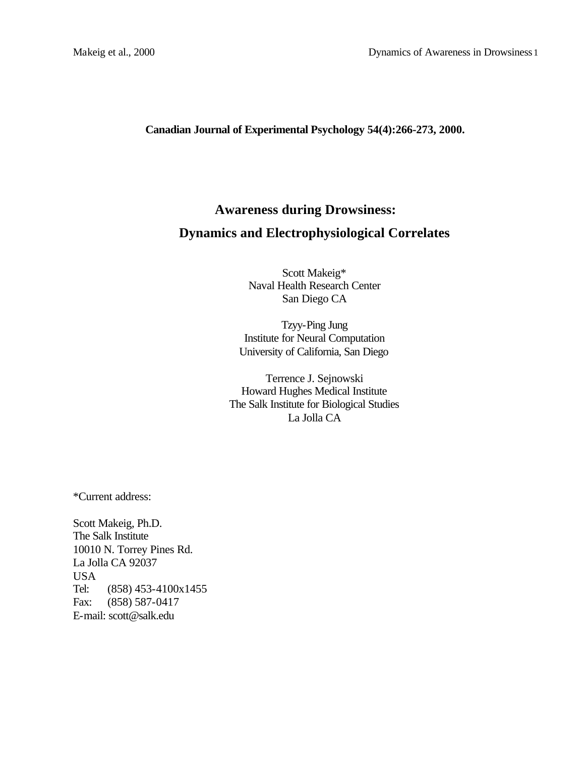**Canadian Journal of Experimental Psychology 54(4):266-273, 2000.**

# Awareness during Drowsiness:

# Dynamics and Electrophysiological Correlates

Scott Makeig*
Naval Health Research Center
San Diego CA

Tzyy-Ping Jung
Institute for Neural Computation
University of California, San Diego

Terrence J. Sejnowski
Howard Hughes Medical Institute
The Salk Institute for Biological Studies
La Jolla CA

*Current address:

Scott Makeig, Ph.D.
The Salk Institute
10010 N. Torrey Pines Rd.
La Jolla CA 92037
USA
Tel: (858) 453-4100x1455
Fax: (858) 587-0417
E-mail: scott@salk.edu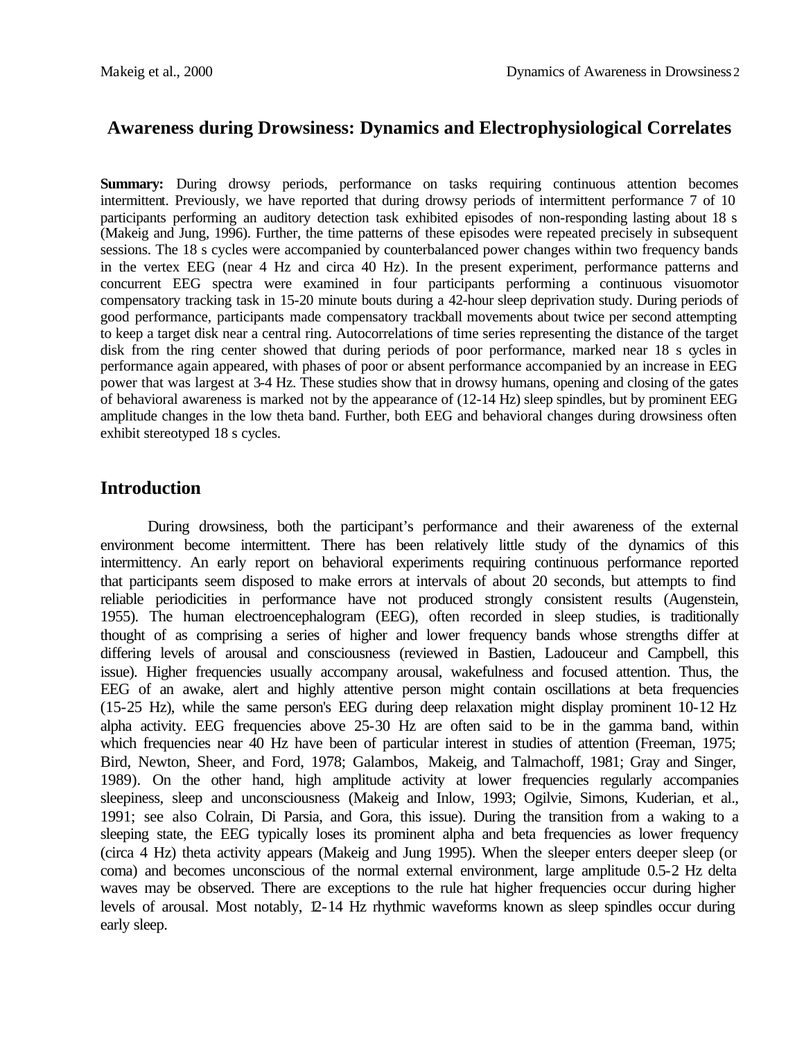# Awareness during Drowsiness: Dynamics and Electrophysiological Correlates

**Summary:** During drowsy periods, performance on tasks requiring continuous attention becomes intermittent. Previously, we have reported that during drowsy periods of intermittent performance 7 of 10 participants performing an auditory detection task exhibited episodes of non-responding lasting about 18 s (Makeig and Jung, 1996). Further, the time patterns of these episodes were repeated precisely in subsequent sessions. The 18 s cycles were accompanied by counterbalanced power changes within two frequency bands in the vertex EEG (near 4 Hz and circa 40 Hz). In the present experiment, performance patterns and concurrent EEG spectra were examined in four participants performing a continuous visuomotor compensatory tracking task in 15-20 minute bouts during a 42-hour sleep deprivation study. During periods of good performance, participants made compensatory trackball movements about twice per second attempting to keep a target disk near a central ring. Autocorrelations of time series representing the distance of the target disk from the ring center showed that during periods of poor performance, marked near 18 s cycles in performance again appeared, with phases of poor or absent performance accompanied by an increase in EEG power that was largest at 3-4 Hz. These studies show that in drowsy humans, opening and closing of the gates of behavioral awareness is marked not by the appearance of (12-14 Hz) sleep spindles, but by prominent EEG amplitude changes in the low theta band. Further, both EEG and behavioral changes during drowsiness often exhibit stereotyped 18 s cycles.

## Introduction

During drowsiness, both the participant's performance and their awareness of the external environment become intermittent. There has been relatively little study of the dynamics of this intermittency. An early report on behavioral experiments requiring continuous performance reported that participants seem disposed to make errors at intervals of about 20 seconds, but attempts to find reliable periodicities in performance have not produced strongly consistent results (Augenstein, 1955). The human electroencephalogram (EEG), often recorded in sleep studies, is traditionally thought of as comprising a series of higher and lower frequency bands whose strengths differ at differing levels of arousal and consciousness (reviewed in Bastien, Ladouceur and Campbell, this issue). Higher frequencies usually accompany arousal, wakefulness and focused attention. Thus, the EEG of an awake, alert and highly attentive person might contain oscillations at beta frequencies (15-25 Hz), while the same person's EEG during deep relaxation might display prominent 10-12 Hz alpha activity. EEG frequencies above 25-30 Hz are often said to be in the gamma band, within which frequencies near 40 Hz have been of particular interest in studies of attention (Freeman, 1975; Bird, Newton, Sheer, and Ford, 1978; Galambos, Makeig, and Talmachoff, 1981; Gray and Singer, 1989). On the other hand, high amplitude activity at lower frequencies regularly accompanies sleepiness, sleep and unconsciousness (Makeig and Inlow, 1993; Ogilvie, Simons, Kuderian, et al., 1991; see also Colrain, Di Parsia, and Gora, this issue). During the transition from a waking to a sleeping state, the EEG typically loses its prominent alpha and beta frequencies as lower frequency (circa 4 Hz) theta activity appears (Makeig and Jung 1995). When the sleeper enters deeper sleep (or coma) and becomes unconscious of the normal external environment, large amplitude 0.5-2 Hz delta waves may be observed. There are exceptions to the rule hat higher frequencies occur during higher levels of arousal. Most notably, 12-14 Hz rhythmic waveforms known as sleep spindles occur during early sleep.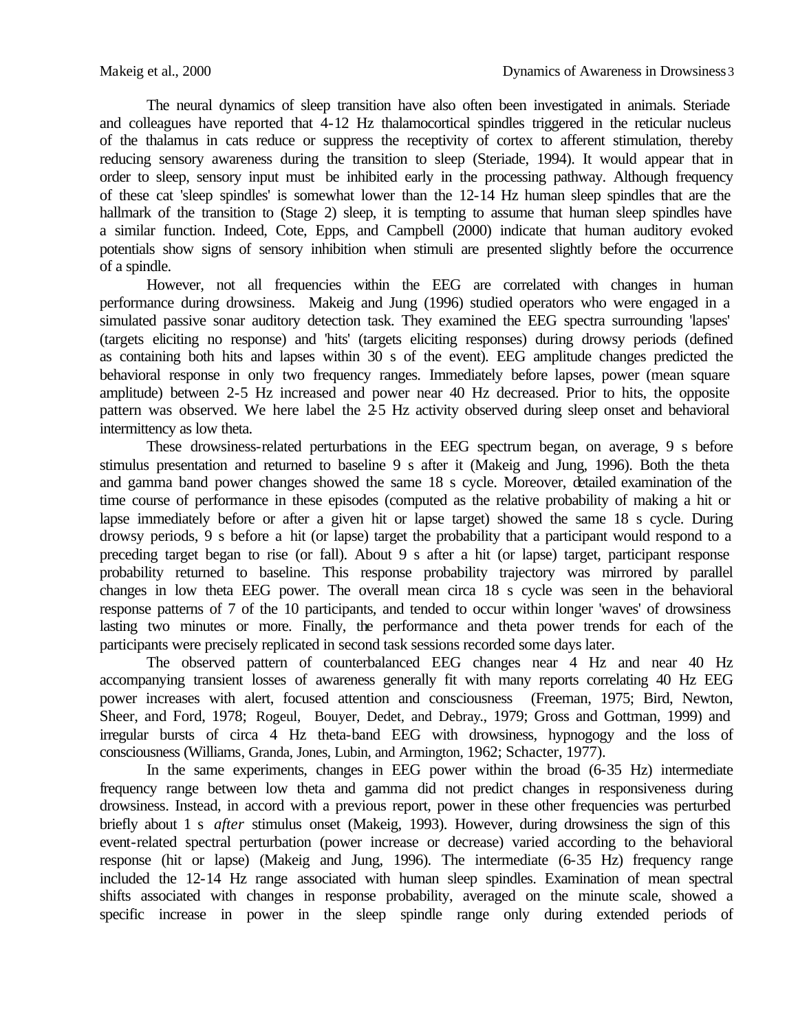The neural dynamics of sleep transition have also often been investigated in animals. Steriade and colleagues have reported that 4-12 Hz thalamocortical spindles triggered in the reticular nucleus of the thalamus in cats reduce or suppress the receptivity of cortex to afferent stimulation, thereby reducing sensory awareness during the transition to sleep (Steriade, 1994). It would appear that in order to sleep, sensory input must be inhibited early in the processing pathway. Although frequency of these cat 'sleep spindles' is somewhat lower than the 12-14 Hz human sleep spindles that are the hallmark of the transition to (Stage 2) sleep, it is tempting to assume that human sleep spindles have a similar function. Indeed, Cote, Epps, and Campbell (2000) indicate that human auditory evoked potentials show signs of sensory inhibition when stimuli are presented slightly before the occurrence of a spindle.

However, not all frequencies within the EEG are correlated with changes in human performance during drowsiness. Makeig and Jung (1996) studied operators who were engaged in a simulated passive sonar auditory detection task. They examined the EEG spectra surrounding 'lapses' (targets eliciting no response) and 'hits' (targets eliciting responses) during drowsy periods (defined as containing both hits and lapses within 30 s of the event). EEG amplitude changes predicted the behavioral response in only two frequency ranges. Immediately before lapses, power (mean square amplitude) between 2-5 Hz increased and power near 40 Hz decreased. Prior to hits, the opposite pattern was observed. We here label the 2-5 Hz activity observed during sleep onset and behavioral intermittency as low theta.

These drowsiness-related perturbations in the EEG spectrum began, on average, 9 s before stimulus presentation and returned to baseline 9 s after it (Makeig and Jung, 1996). Both the theta and gamma band power changes showed the same 18 s cycle. Moreover, detailed examination of the time course of performance in these episodes (computed as the relative probability of making a hit or lapse immediately before or after a given hit or lapse target) showed the same 18 s cycle. During drowsy periods, 9 s before a hit (or lapse) target the probability that a participant would respond to a preceding target began to rise (or fall). About 9 s after a hit (or lapse) target, participant response probability returned to baseline. This response probability trajectory was mirrored by parallel changes in low theta EEG power. The overall mean circa 18 s cycle was seen in the behavioral response patterns of 7 of the 10 participants, and tended to occur within longer 'waves' of drowsiness lasting two minutes or more. Finally, the performance and theta power trends for each of the participants were precisely replicated in second task sessions recorded some days later.

The observed pattern of counterbalanced EEG changes near 4 Hz and near 40 Hz accompanying transient losses of awareness generally fit with many reports correlating 40 Hz EEG power increases with alert, focused attention and consciousness (Freeman, 1975; Bird, Newton, Sheer, and Ford, 1978; Rogeul, Bouyer, Dedet, and Debray., 1979; Gross and Gottman, 1999) and irregular bursts of circa 4 Hz theta-band EEG with drowsiness, hypnogogy and the loss of consciousness (Williams, Granda, Jones, Lubin, and Armington, 1962; Schacter, 1977).

In the same experiments, changes in EEG power within the broad (6-35 Hz) intermediate frequency range between low theta and gamma did not predict changes in responsiveness during drowsiness. Instead, in accord with a previous report, power in these other frequencies was perturbed briefly about 1 s *after* stimulus onset (Makeig, 1993). However, during drowsiness the sign of this event-related spectral perturbation (power increase or decrease) varied according to the behavioral response (hit or lapse) (Makeig and Jung, 1996). The intermediate (6-35 Hz) frequency range included the 12-14 Hz range associated with human sleep spindles. Examination of mean spectral shifts associated with changes in response probability, averaged on the minute scale, showed a specific increase in power in the sleep spindle range only during extended periods of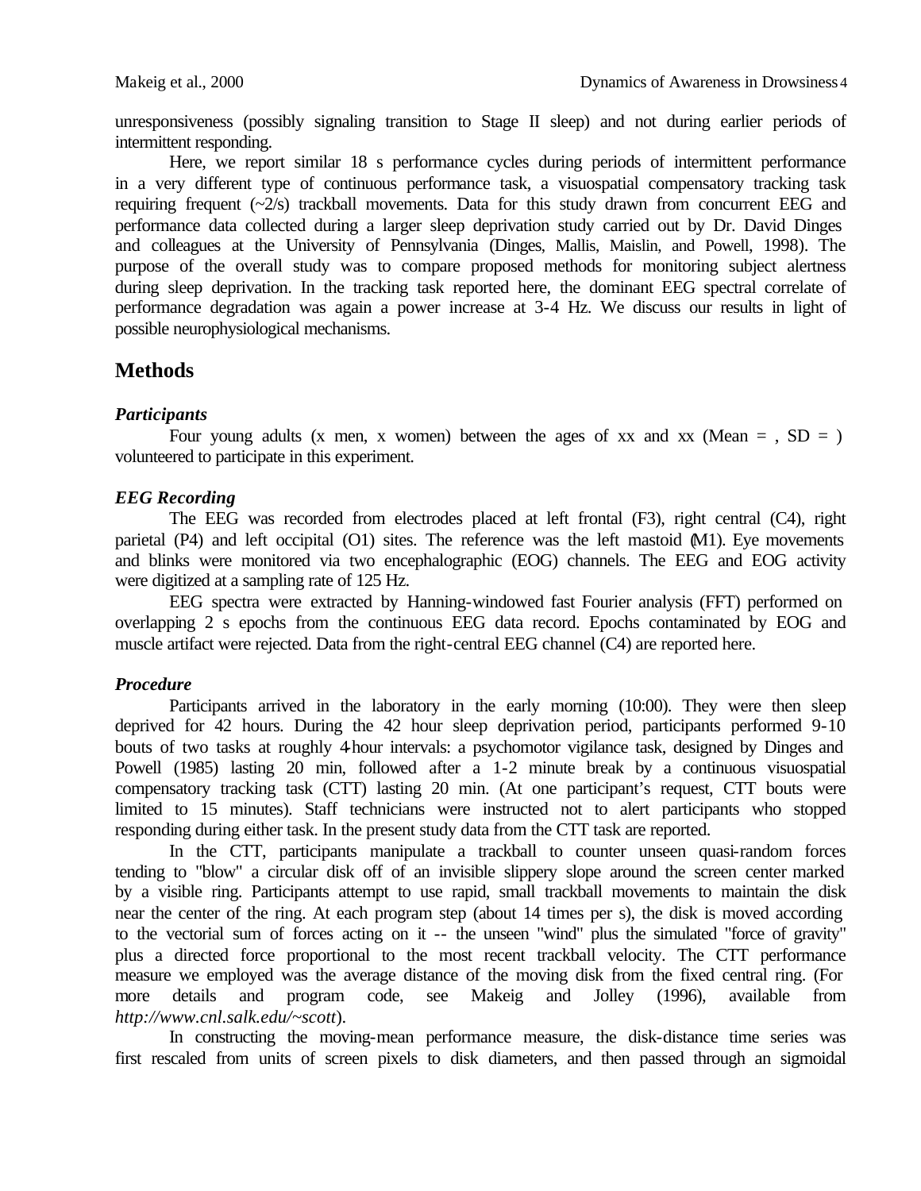unresponsiveness (possibly signaling transition to Stage II sleep) and not during earlier periods of intermittent responding.

Here, we report similar 18 s performance cycles during periods of intermittent performance in a very different type of continuous performance task, a visuospatial compensatory tracking task requiring frequent (~2/s) trackball movements. Data for this study drawn from concurrent EEG and performance data collected during a larger sleep deprivation study carried out by Dr. David Dinges and colleagues at the University of Pennsylvania (Dinges, Mallis, Maislin, and Powell, 1998). The purpose of the overall study was to compare proposed methods for monitoring subject alertness during sleep deprivation. In the tracking task reported here, the dominant EEG spectral correlate of performance degradation was again a power increase at 3-4 Hz. We discuss our results in light of possible neurophysiological mechanisms.

## Methods

### *Participants*

Four young adults (x men, x women) between the ages of xx and xx (Mean = , SD = ) volunteered to participate in this experiment.

### *EEG Recording*

The EEG was recorded from electrodes placed at left frontal (F3), right central (C4), right parietal (P4) and left occipital (O1) sites. The reference was the left mastoid (M1). Eye movements and blinks were monitored via two encephalographic (EOG) channels. The EEG and EOG activity were digitized at a sampling rate of 125 Hz.

EEG spectra were extracted by Hanning-windowed fast Fourier analysis (FFT) performed on overlapping 2 s epochs from the continuous EEG data record. Epochs contaminated by EOG and muscle artifact were rejected. Data from the right-central EEG channel (C4) are reported here.

### *Procedure*

Participants arrived in the laboratory in the early morning (10:00). They were then sleep deprived for 42 hours. During the 42 hour sleep deprivation period, participants performed 9-10 bouts of two tasks at roughly 4-hour intervals: a psychomotor vigilance task, designed by Dinges and Powell (1985) lasting 20 min, followed after a 1-2 minute break by a continuous visuospatial compensatory tracking task (CTT) lasting 20 min. (At one participant's request, CTT bouts were limited to 15 minutes). Staff technicians were instructed not to alert participants who stopped responding during either task. In the present study data from the CTT task are reported.

In the CTT, participants manipulate a trackball to counter unseen quasi-random forces tending to "blow" a circular disk off of an invisible slippery slope around the screen center marked by a visible ring. Participants attempt to use rapid, small trackball movements to maintain the disk near the center of the ring. At each program step (about 14 times per s), the disk is moved according to the vectorial sum of forces acting on it -- the unseen "wind" plus the simulated "force of gravity" plus a directed force proportional to the most recent trackball velocity. The CTT performance measure we employed was the average distance of the moving disk from the fixed central ring. (For more details and program code, see Makeig and Jolley (1996), available from *http://www.cnl.salk.edu/~scott*).

In constructing the moving-mean performance measure, the disk-distance time series was first rescaled from units of screen pixels to disk diameters, and then passed through an sigmoidal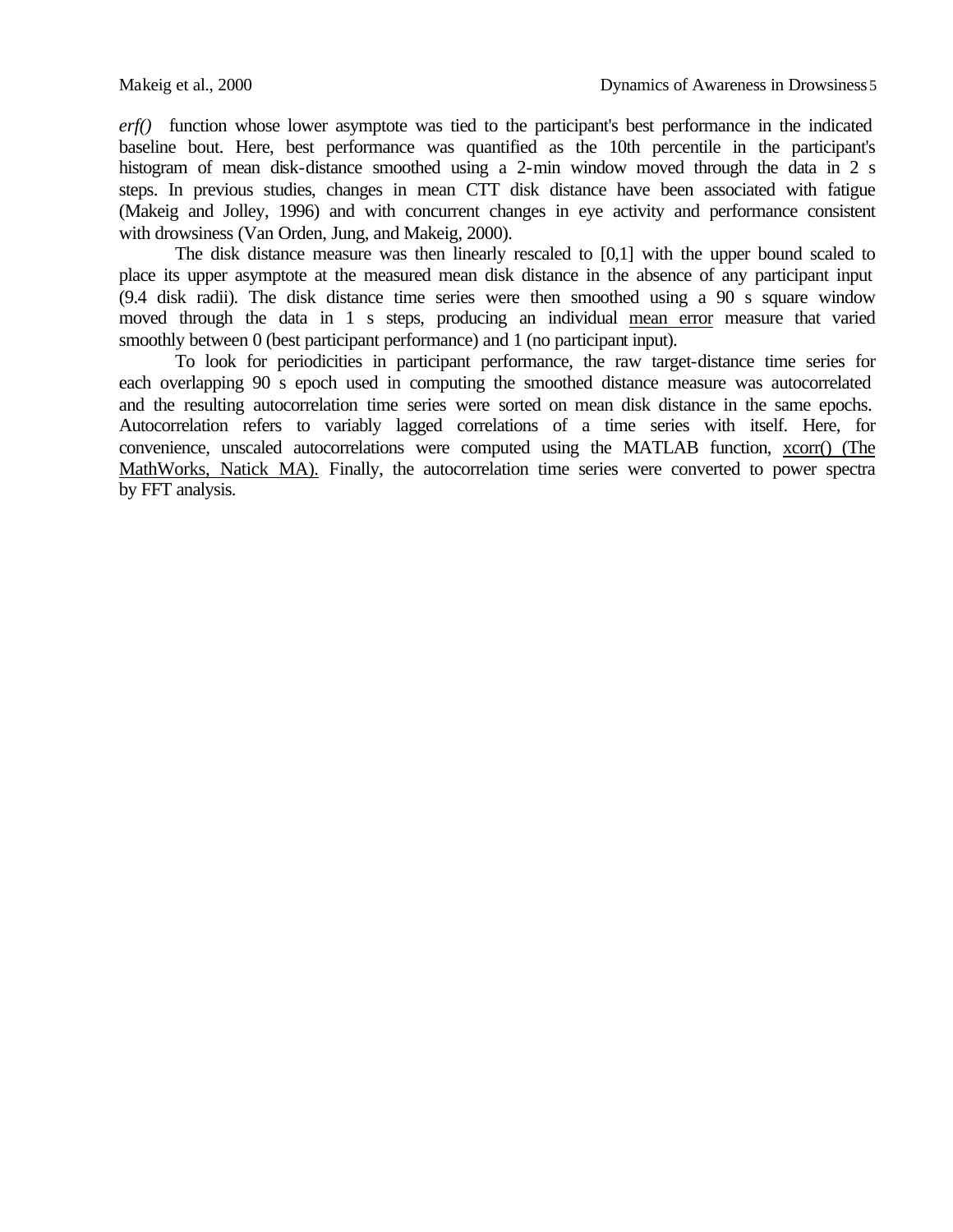*erf()* function whose lower asymptote was tied to the participant's best performance in the indicated baseline bout. Here, best performance was quantified as the 10th percentile in the participant's histogram of mean disk-distance smoothed using a 2-min window moved through the data in 2 s steps. In previous studies, changes in mean CTT disk distance have been associated with fatigue (Makeig and Jolley, 1996) and with concurrent changes in eye activity and performance consistent with drowsiness (Van Orden, Jung, and Makeig, 2000).

The disk distance measure was then linearly rescaled to [0,1] with the upper bound scaled to place its upper asymptote at the measured mean disk distance in the absence of any participant input (9.4 disk radii). The disk distance time series were then smoothed using a 90 s square window moved through the data in 1 s steps, producing an individual <u>mean error</u> measure that varied smoothly between 0 (best participant performance) and 1 (no participant input).

To look for periodicities in participant performance, the raw target-distance time series for each overlapping 90 s epoch used in computing the smoothed distance measure was autocorrelated and the resulting autocorrelation time series were sorted on mean disk distance in the same epochs. Autocorrelation refers to variably lagged correlations of a time series with itself. Here, for convenience, unscaled autocorrelations were computed using the MATLAB function, <u>xcorr() (The MathWorks, Natick MA).</u> Finally, the autocorrelation time series were converted to power spectra by FFT analysis.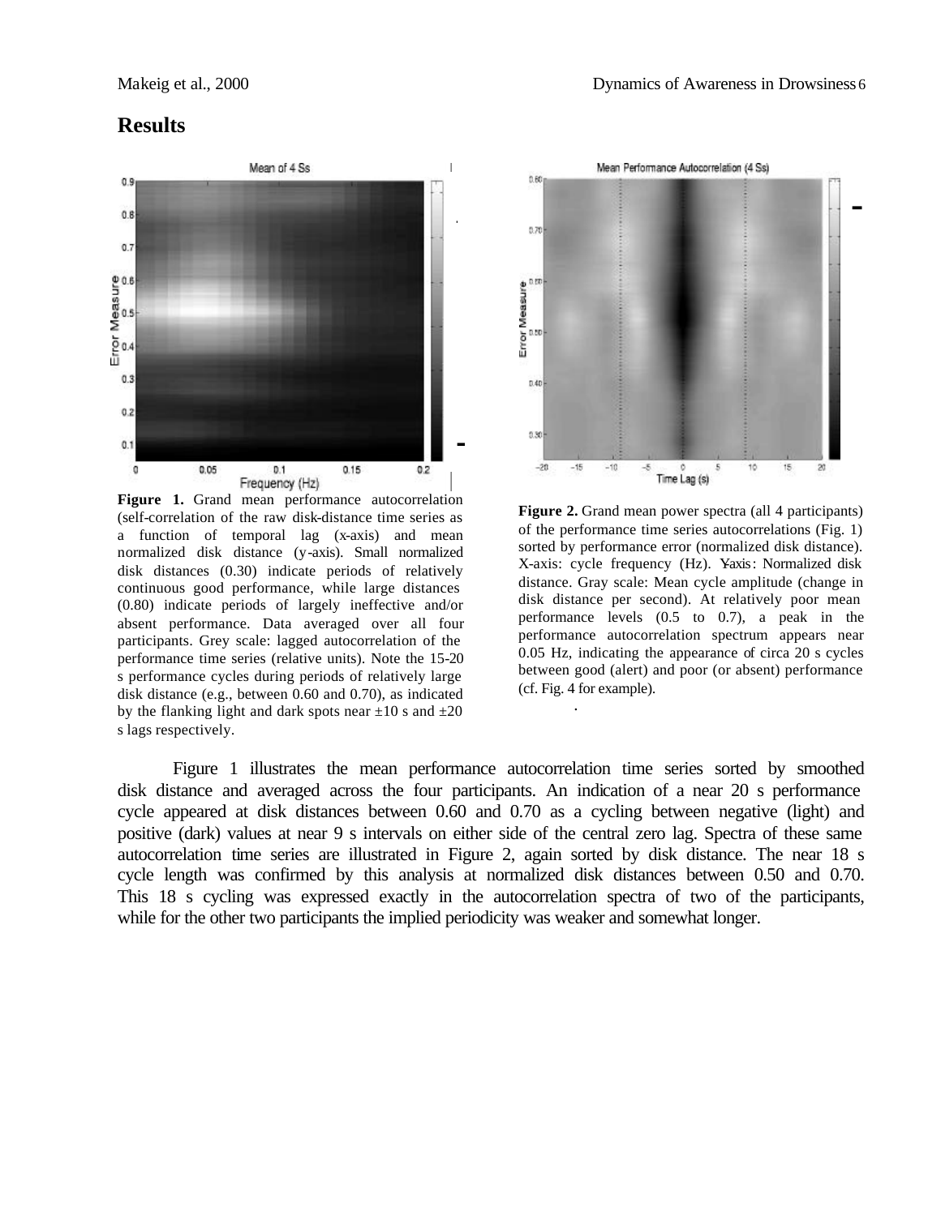## Results

**Figure 1.** Grand mean performance autocorrelation (self-correlation of the raw disk-distance time series as a function of temporal lag (x-axis) and mean normalized disk distance (y-axis). Small normalized disk distances (0.30) indicate periods of relatively continuous good performance, while large distances (0.80) indicate periods of largely ineffective and/or absent performance. Data averaged over all four participants. Grey scale: lagged autocorrelation of the performance time series (relative units). Note the 15-20 s performance cycles during periods of relatively large disk distance (e.g., between 0.60 and 0.70), as indicated by the flanking light and dark spots near ±10 s and ±20 s lags respectively.

**Figure 2.** Grand mean power spectra (all 4 participants) of the performance time series autocorrelations (Fig. 1) sorted by performance error (normalized disk distance). X-axis: cycle frequency (Hz). Y-axis: Normalized disk distance. Gray scale: Mean cycle amplitude (change in disk distance per second). At relatively poor mean performance levels (0.5 to 0.7), a peak in the performance autocorrelation spectrum appears near 0.05 Hz, indicating the appearance of circa 20 s cycles between good (alert) and poor (or absent) performance (cf. Fig. 4 for example).

Figure 1 illustrates the mean performance autocorrelation time series sorted by smoothed disk distance and averaged across the four participants. An indication of a near 20 s performance cycle appeared at disk distances between 0.60 and 0.70 as a cycling between negative (light) and positive (dark) values at near 9 s intervals on either side of the central zero lag. Spectra of these same autocorrelation time series are illustrated in Figure 2, again sorted by disk distance. The near 18 s cycle length was confirmed by this analysis at normalized disk distances between 0.50 and 0.70. This 18 s cycling was expressed exactly in the autocorrelation spectra of two of the participants, while for the other two participants the implied periodicity was weaker and somewhat longer.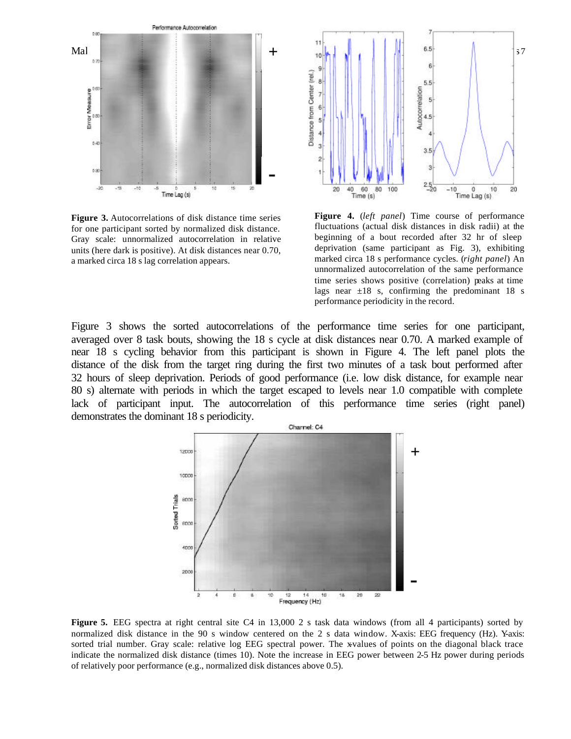**Figure 3.** Autocorrelations of disk distance time series for one participant sorted by normalized disk distance. Gray scale: unnormalized autocorrelation in relative units (here dark is positive). At disk distances near 0.70, a marked circa 18 s lag correlation appears.

**Figure 4.** (*left panel*) Time course of performance fluctuations (actual disk distances in disk radii) at the beginning of a bout recorded after 32 hr of sleep deprivation (same participant as Fig. 3), exhibiting marked circa 18 s performance cycles. (*right panel*) An unnormalized autocorrelation of the same performance time series shows positive (correlation) peaks at time lags near ±18 s, confirming the predominant 18 s performance periodicity in the record.

Figure 3 shows the sorted autocorrelations of the performance time series for one participant, averaged over 8 task bouts, showing the 18 s cycle at disk distances near 0.70. A marked example of near 18 s cycling behavior from this participant is shown in Figure 4. The left panel plots the distance of the disk from the target ring during the first two minutes of a task bout performed after 32 hours of sleep deprivation. Periods of good performance (i.e. low disk distance, for example near 80 s) alternate with periods in which the target escaped to levels near 1.0 compatible with complete lack of participant input. The autocorrelation of this performance time series (right panel) demonstrates the dominant 18 s periodicity.

**Figure 5.** EEG spectra at right central site C4 in 13,000 2 s task data windows (from all 4 participants) sorted by normalized disk distance in the 90 s window centered on the 2 s data window. X-axis: EEG frequency (Hz). Y-axis: sorted trial number. Gray scale: relative log EEG spectral power. The x-values of points on the diagonal black trace indicate the normalized disk distance (times 10). Note the increase in EEG power between 2-5 Hz power during periods of relatively poor performance (e.g., normalized disk distances above 0.5).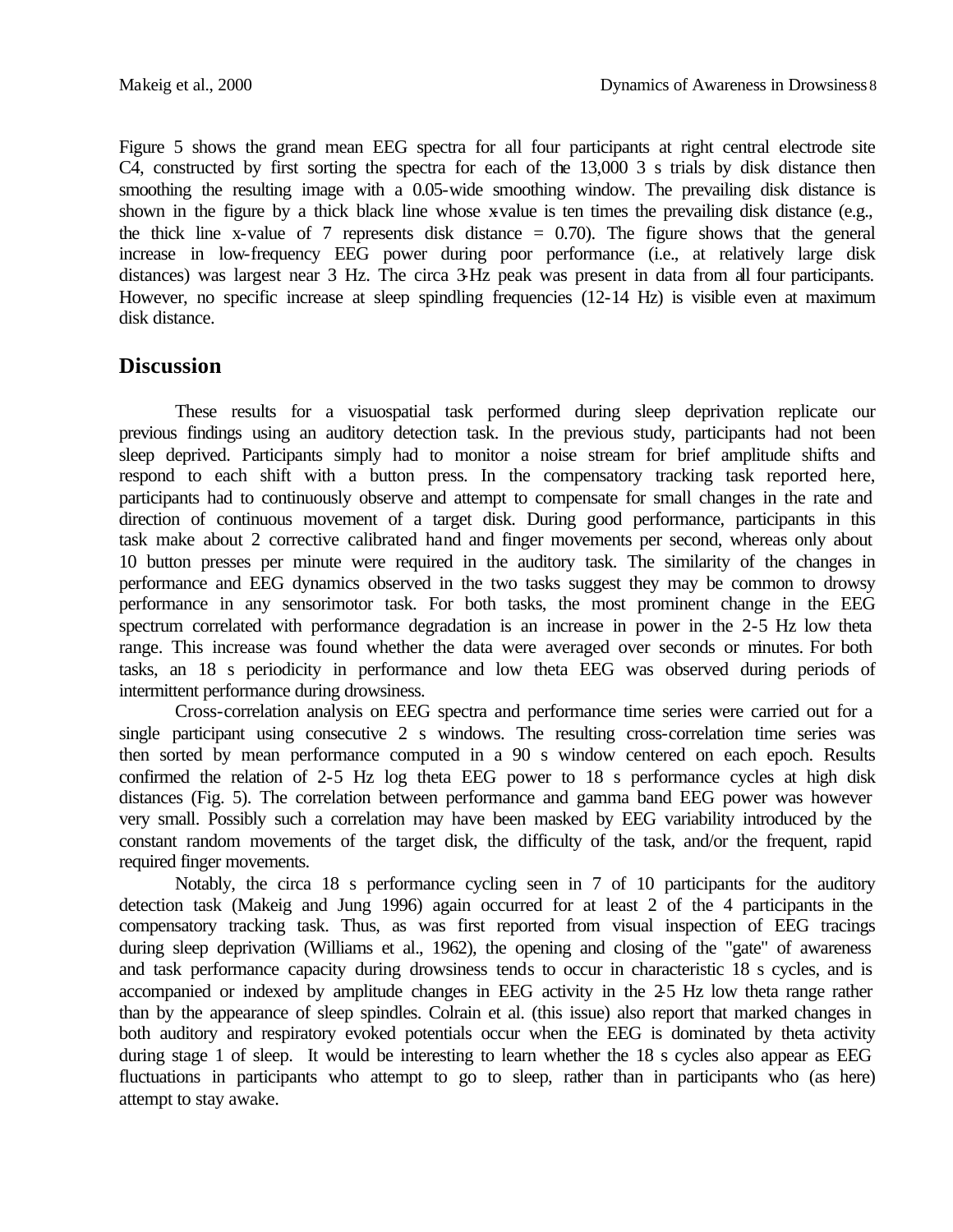Figure 5 shows the grand mean EEG spectra for all four participants at right central electrode site C4, constructed by first sorting the spectra for each of the 13,000 3 s trials by disk distance then smoothing the resulting image with a 0.05-wide smoothing window. The prevailing disk distance is shown in the figure by a thick black line whose x-value is ten times the prevailing disk distance (e.g., the thick line x-value of 7 represents disk distance = 0.70). The figure shows that the general increase in low-frequency EEG power during poor performance (i.e., at relatively large disk distances) was largest near 3 Hz. The circa 3-Hz peak was present in data from all four participants. However, no specific increase at sleep spindling frequencies (12-14 Hz) is visible even at maximum disk distance.

## Discussion

These results for a visuospatial task performed during sleep deprivation replicate our previous findings using an auditory detection task. In the previous study, participants had not been sleep deprived. Participants simply had to monitor a noise stream for brief amplitude shifts and respond to each shift with a button press. In the compensatory tracking task reported here, participants had to continuously observe and attempt to compensate for small changes in the rate and direction of continuous movement of a target disk. During good performance, participants in this task make about 2 corrective calibrated hand and finger movements per second, whereas only about 10 button presses per minute were required in the auditory task. The similarity of the changes in performance and EEG dynamics observed in the two tasks suggest they may be common to drowsy performance in any sensorimotor task. For both tasks, the most prominent change in the EEG spectrum correlated with performance degradation is an increase in power in the 2-5 Hz low theta range. This increase was found whether the data were averaged over seconds or minutes. For both tasks, an 18 s periodicity in performance and low theta EEG was observed during periods of intermittent performance during drowsiness.

Cross-correlation analysis on EEG spectra and performance time series were carried out for a single participant using consecutive 2 s windows. The resulting cross-correlation time series was then sorted by mean performance computed in a 90 s window centered on each epoch. Results confirmed the relation of 2-5 Hz log theta EEG power to 18 s performance cycles at high disk distances (Fig. 5). The correlation between performance and gamma band EEG power was however very small. Possibly such a correlation may have been masked by EEG variability introduced by the constant random movements of the target disk, the difficulty of the task, and/or the frequent, rapid required finger movements.

Notably, the circa 18 s performance cycling seen in 7 of 10 participants for the auditory detection task (Makeig and Jung 1996) again occurred for at least 2 of the 4 participants in the compensatory tracking task. Thus, as was first reported from visual inspection of EEG tracings during sleep deprivation (Williams et al., 1962), the opening and closing of the "gate" of awareness and task performance capacity during drowsiness tends to occur in characteristic 18 s cycles, and is accompanied or indexed by amplitude changes in EEG activity in the 2-5 Hz low theta range rather than by the appearance of sleep spindles. Colrain et al. (this issue) also report that marked changes in both auditory and respiratory evoked potentials occur when the EEG is dominated by theta activity during stage 1 of sleep. It would be interesting to learn whether the 18 s cycles also appear as EEG fluctuations in participants who attempt to go to sleep, rather than in participants who (as here) attempt to stay awake.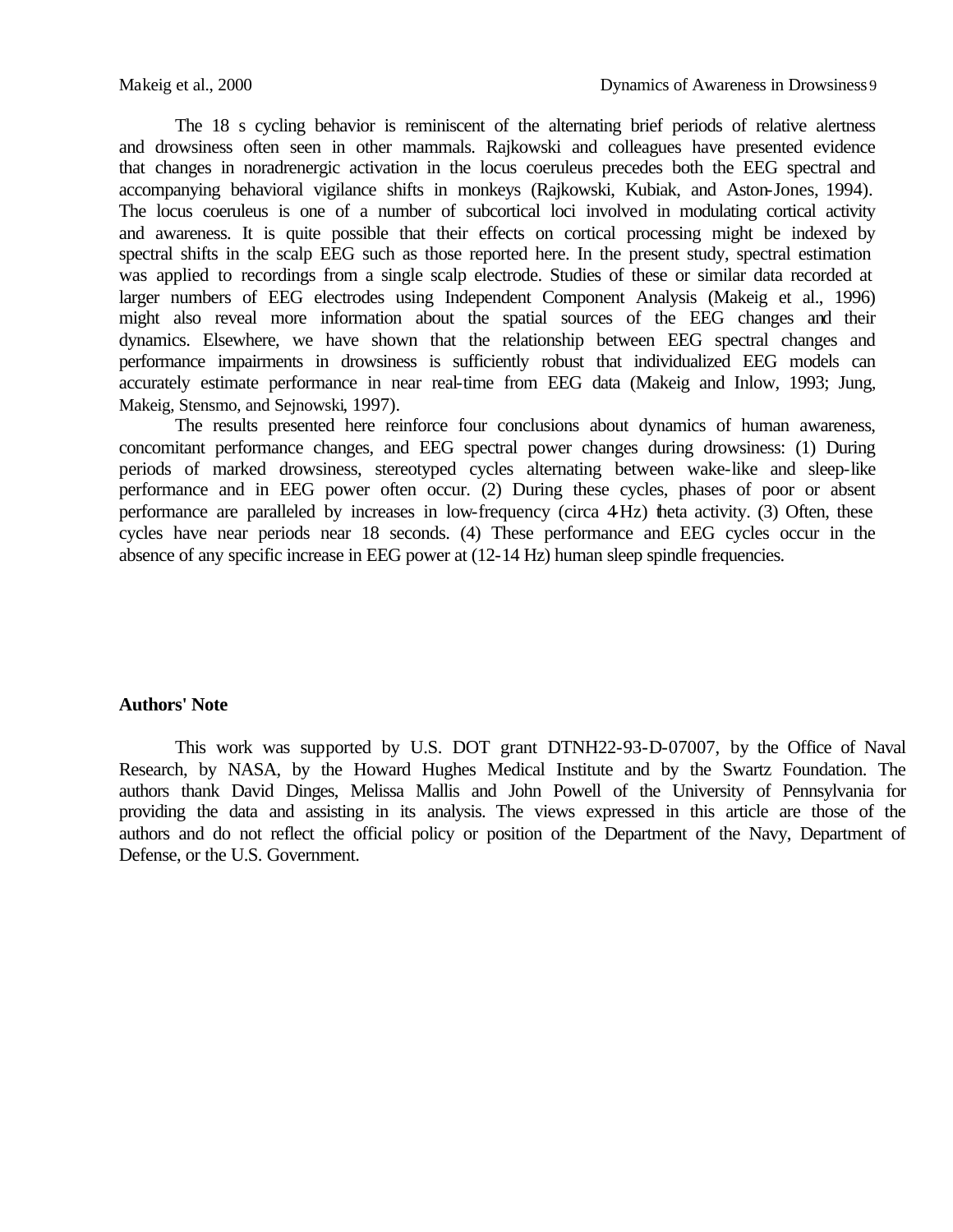The 18 s cycling behavior is reminiscent of the alternating brief periods of relative alertness and drowsiness often seen in other mammals. Rajkowski and colleagues have presented evidence that changes in noradrenergic activation in the locus coeruleus precedes both the EEG spectral and accompanying behavioral vigilance shifts in monkeys (Rajkowski, Kubiak, and Aston-Jones, 1994). The locus coeruleus is one of a number of subcortical loci involved in modulating cortical activity and awareness. It is quite possible that their effects on cortical processing might be indexed by spectral shifts in the scalp EEG such as those reported here. In the present study, spectral estimation was applied to recordings from a single scalp electrode. Studies of these or similar data recorded at larger numbers of EEG electrodes using Independent Component Analysis (Makeig et al., 1996) might also reveal more information about the spatial sources of the EEG changes and their dynamics. Elsewhere, we have shown that the relationship between EEG spectral changes and performance impairments in drowsiness is sufficiently robust that individualized EEG models can accurately estimate performance in near real-time from EEG data (Makeig and Inlow, 1993; Jung, Makeig, Stensmo, and Sejnowski, 1997).

The results presented here reinforce four conclusions about dynamics of human awareness, concomitant performance changes, and EEG spectral power changes during drowsiness: (1) During periods of marked drowsiness, stereotyped cycles alternating between wake-like and sleep-like performance and in EEG power often occur. (2) During these cycles, phases of poor or absent performance are paralleled by increases in low-frequency (circa 4-Hz) theta activity. (3) Often, these cycles have near periods near 18 seconds. (4) These performance and EEG cycles occur in the absence of any specific increase in EEG power at (12-14 Hz) human sleep spindle frequencies.

**Authors' Note**

This work was supported by U.S. DOT grant DTNH22-93-D-07007, by the Office of Naval Research, by NASA, by the Howard Hughes Medical Institute and by the Swartz Foundation. The authors thank David Dinges, Melissa Mallis and John Powell of the University of Pennsylvania for providing the data and assisting in its analysis. The views expressed in this article are those of the authors and do not reflect the official policy or position of the Department of the Navy, Department of Defense, or the U.S. Government.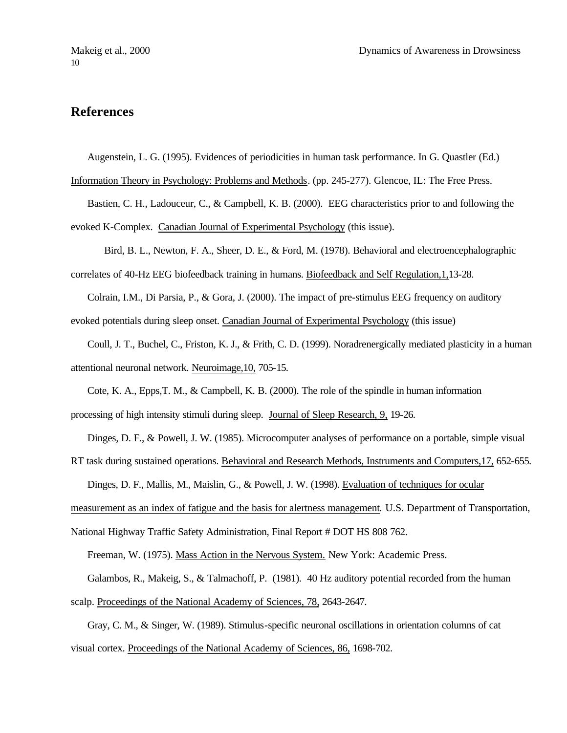# References

Augenstein, L. G. (1995). Evidences of periodicities in human task performance. In G. Quastler (Ed.) Information Theory in Psychology: Problems and Methods. (pp. 245-277). Glencoe, IL: The Free Press.

Bastien, C. H., Ladouceur, C., & Campbell, K. B. (2000). EEG characteristics prior to and following the evoked K-Complex. Canadian Journal of Experimental Psychology (this issue).

Bird, B. L., Newton, F. A., Sheer, D. E., & Ford, M. (1978). Behavioral and electroencephalographic correlates of 40-Hz EEG biofeedback training in humans. Biofeedback and Self Regulation,1,13-28.

Colrain, I.M., Di Parsia, P., & Gora, J. (2000). The impact of pre-stimulus EEG frequency on auditory evoked potentials during sleep onset. Canadian Journal of Experimental Psychology (this issue)

Coull, J. T., Buchel, C., Friston, K. J., & Frith, C. D. (1999). Noradrenergically mediated plasticity in a human attentional neuronal network. Neuroimage,10, 705-15.

Cote, K. A., Epps,T. M., & Campbell, K. B. (2000). The role of the spindle in human information processing of high intensity stimuli during sleep. Journal of Sleep Research, 9, 19-26.

Dinges, D. F., & Powell, J. W. (1985). Microcomputer analyses of performance on a portable, simple visual RT task during sustained operations. Behavioral and Research Methods, Instruments and Computers,17, 652-655.

Dinges, D. F., Mallis, M., Maislin, G., & Powell, J. W. (1998). Evaluation of techniques for ocular measurement as an index of fatigue and the basis for alertness management. U.S. Department of Transportation, National Highway Traffic Safety Administration, Final Report # DOT HS 808 762.

Freeman, W. (1975). Mass Action in the Nervous System. New York: Academic Press.

Galambos, R., Makeig, S., & Talmachoff, P. (1981). 40 Hz auditory potential recorded from the human scalp. Proceedings of the National Academy of Sciences, 78, 2643-2647.

Gray, C. M., & Singer, W. (1989). Stimulus-specific neuronal oscillations in orientation columns of cat visual cortex. Proceedings of the National Academy of Sciences, 86, 1698-702.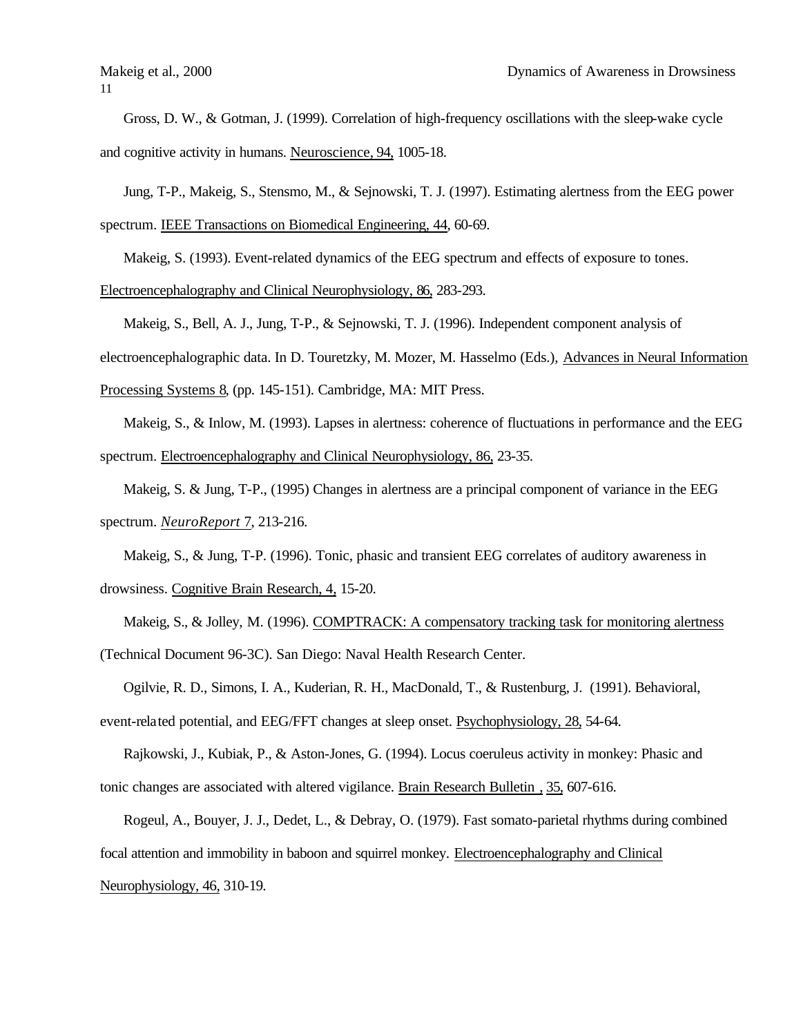Gross, D. W., & Gotman, J. (1999). Correlation of high-frequency oscillations with the sleep-wake cycle and cognitive activity in humans. Neuroscience, 94, 1005-18.

Jung, T-P., Makeig, S., Stensmo, M., & Sejnowski, T. J. (1997). Estimating alertness from the EEG power spectrum. IEEE Transactions on Biomedical Engineering, 44, 60-69.

Makeig, S. (1993). Event-related dynamics of the EEG spectrum and effects of exposure to tones. Electroencephalography and Clinical Neurophysiology, 86, 283-293.

Makeig, S., Bell, A. J., Jung, T-P., & Sejnowski, T. J. (1996). Independent component analysis of electroencephalographic data. In D. Touretzky, M. Mozer, M. Hasselmo (Eds.), Advances in Neural Information Processing Systems 8, (pp. 145-151). Cambridge, MA: MIT Press.

Makeig, S., & Inlow, M. (1993). Lapses in alertness: coherence of fluctuations in performance and the EEG spectrum. Electroencephalography and Clinical Neurophysiology, 86, 23-35.

Makeig, S. & Jung, T-P., (1995) Changes in alertness are a principal component of variance in the EEG spectrum. *NeuroReport* 7, 213-216.

Makeig, S., & Jung, T-P. (1996). Tonic, phasic and transient EEG correlates of auditory awareness in drowsiness. Cognitive Brain Research, 4, 15-20.

Makeig, S., & Jolley, M. (1996). COMPTRACK: A compensatory tracking task for monitoring alertness (Technical Document 96-3C). San Diego: Naval Health Research Center.

Ogilvie, R. D., Simons, I. A., Kuderian, R. H., MacDonald, T., & Rustenburg, J. (1991). Behavioral, event-related potential, and EEG/FFT changes at sleep onset. Psychophysiology, 28, 54-64.

Rajkowski, J., Kubiak, P., & Aston-Jones, G. (1994). Locus coeruleus activity in monkey: Phasic and tonic changes are associated with altered vigilance. Brain Research Bulletin , 35, 607-616.

Rogeul, A., Bouyer, J. J., Dedet, L., & Debray, O. (1979). Fast somato-parietal rhythms during combined focal attention and immobility in baboon and squirrel monkey. Electroencephalography and Clinical Neurophysiology, 46, 310-19.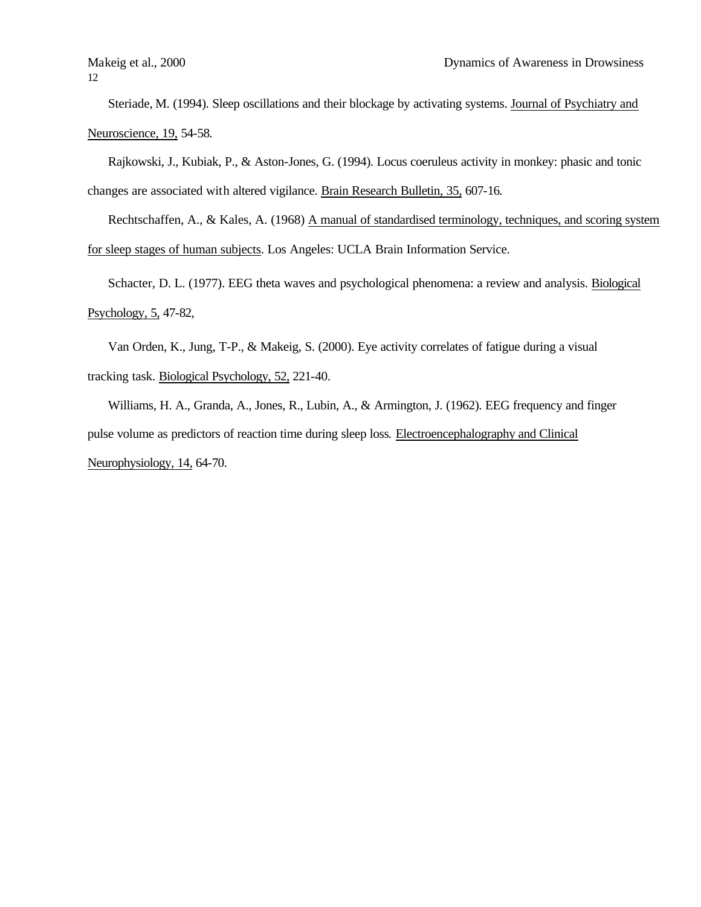Steriade, M. (1994). Sleep oscillations and their blockage by activating systems. Journal of Psychiatry and Neuroscience, 19, 54-58.

Rajkowski, J., Kubiak, P., & Aston-Jones, G. (1994). Locus coeruleus activity in monkey: phasic and tonic changes are associated with altered vigilance. Brain Research Bulletin, 35, 607-16.

Rechtschaffen, A., & Kales, A. (1968) A manual of standardised terminology, techniques, and scoring system for sleep stages of human subjects. Los Angeles: UCLA Brain Information Service.

Schacter, D. L. (1977). EEG theta waves and psychological phenomena: a review and analysis. Biological Psychology, 5, 47-82,

Van Orden, K., Jung, T-P., & Makeig, S. (2000). Eye activity correlates of fatigue during a visual tracking task. Biological Psychology, 52, 221-40.

Williams, H. A., Granda, A., Jones, R., Lubin, A., & Armington, J. (1962). EEG frequency and finger pulse volume as predictors of reaction time during sleep loss. Electroencephalography and Clinical Neurophysiology, 14, 64-70.